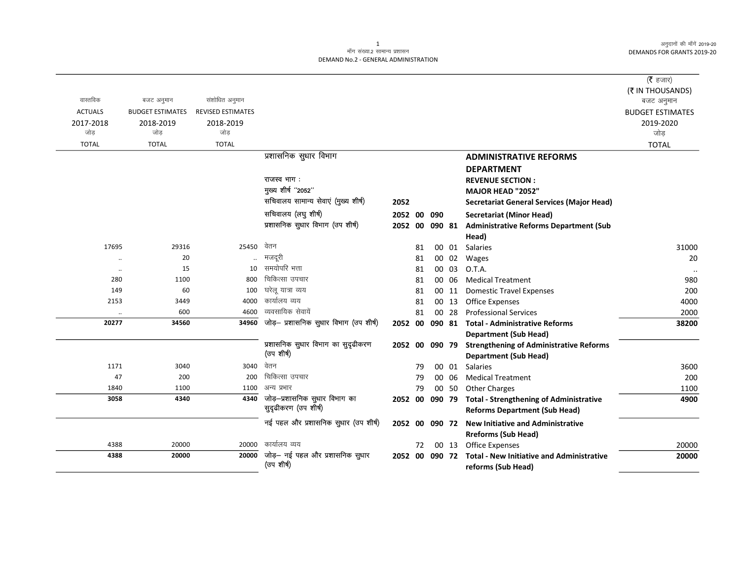मॉंग संख्या.2 सामान्य प्रशासन
DEMAND No.2 - GENERAL ADMINISTRATION

अनुदानों की मॉंगें 2019-20
DEMANDS FOR GRANTS 2019-20

(₹ हजार)
(₹ IN THOUSANDS)

| वास्तविक ACTUALS 2017-2018 जोड़ TOTAL | बजट अनुमान BUDGET ESTIMATES 2018-2019 जोड़ TOTAL | संशोधित अनुमान REVISED ESTIMATES 2018-2019 जोड़ TOTAL | | | | | | | बजट अनुमान BUDGET ESTIMATES 2019-2020 जोड़ TOTAL |
|---|---|---|---|---|---|---|---|---|---|
| | | | प्रशासनिक सुधार विभाग | | | | | **ADMINISTRATIVE REFORMS DEPARTMENT** | |
| | | | राजस्व भाग : | | | | | **REVENUE SECTION :** | |
| | | | मुख्य शीर्ष ''2052'' | | | | | **MAJOR HEAD "2052"** | |
| | | | सचिवालय सामान्य सेवाएं (मुख्य शीर्ष) | **2052** | | | | **Secretariat General Services (Major Head)** | |
| | | | सचिवालय (लघु शीर्ष) | **2052** | **00** | **090** | | **Secretariat (Minor Head)** | |
| | | | प्रशासनिक सुधार विभाग (उप शीर्ष) | **2052** | **00** | **090** | **81** | **Administrative Reforms Department (Sub Head)** | |
| 17695 | 29316 | 25450 | वेतन | | 81 | 00 | 01 | Salaries | 31000 |
| .. | 20 | .. | मजदूरी | | 81 | 00 | 02 | Wages | 20 |
| .. | 15 | 10 | समयोपरि भत्ता | | 81 | 00 | 03 | O.T.A. | .. |
| 280 | 1100 | 800 | चिकित्सा उपचार | | 81 | 00 | 06 | Medical Treatment | 980 |
| 149 | 60 | 100 | घरेलू यात्रा व्यय | | 81 | 00 | 11 | Domestic Travel Expenses | 200 |
| 2153 | 3449 | 4000 | कार्यालय व्यय | | 81 | 00 | 13 | Office Expenses | 4000 |
| .. | 600 | 4600 | व्यवसायिक सेवायें | | 81 | 00 | 28 | Professional Services | 2000 |
| **20277** | **34560** | **34960** | जोड़– प्रशासनिक सुधार विभाग (उप शीर्ष) | **2052** | **00** | **090** | **81** | **Total - Administrative Reforms Department (Sub Head)** | **38200** |
| | | | प्रशासनिक सुधार विभाग का सुदृढीकरण (उप शीर्ष) | **2052** | **00** | **090** | **79** | **Strengthening of Administrative Reforms Department (Sub Head)** | |
| 1171 | 3040 | 3040 | वेतन | | 79 | 00 | 01 | Salaries | 3600 |
| 47 | 200 | 200 | चिकित्सा उपचार | | 79 | 00 | 06 | Medical Treatment | 200 |
| 1840 | 1100 | 1100 | अन्य प्रभार | | 79 | 00 | 50 | Other Charges | 1100 |
| **3058** | **4340** | **4340** | जोड़–प्रशासनिक सुधार विभाग का सुदृढीकरण (उप शीर्ष) | **2052** | **00** | **090** | **79** | **Total - Strengthening of Administrative Reforms Department (Sub Head)** | **4900** |
| | | | नई पहल और प्रशासनिक सुधार (उप शीर्ष) | **2052** | **00** | **090** | **72** | **New Initiative and Administrative Rreforms (Sub Head)** | |
| 4388 | 20000 | 20000 | कार्यालय व्यय | | 72 | 00 | 13 | Office Expenses | 20000 |
| **4388** | **20000** | **20000** | जोड़– नई पहल और प्रशासनिक सुधार (उप शीर्ष) | **2052** | **00** | **090** | **72** | **Total - New Initiative and Administrative reforms (Sub Head)** | **20000** |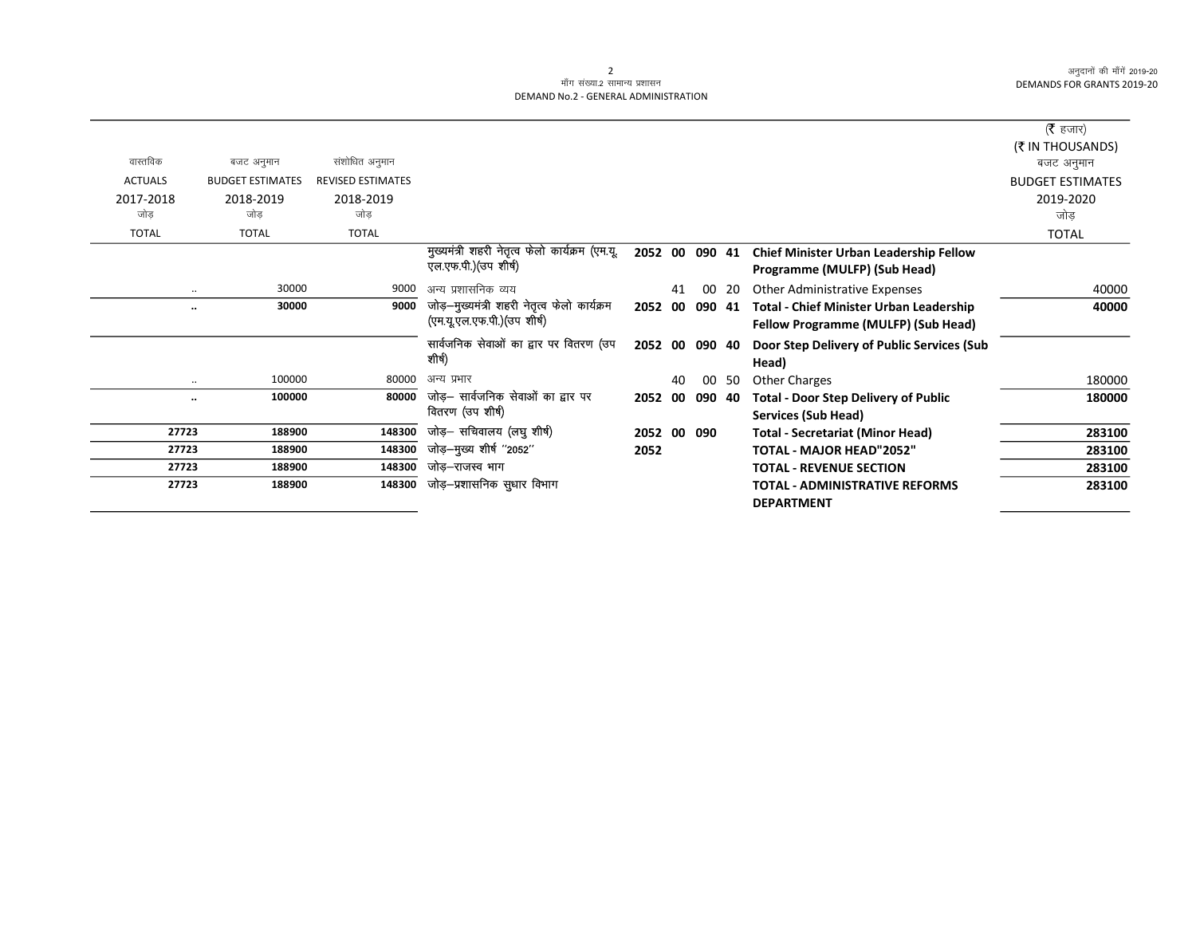मॉंग संख्या.2 सामान्य प्रशासन
DEMAND No.2 - GENERAL ADMINISTRATION

| वास्तविक ACTUALS 2017-2018 जोड़ TOTAL | बजट अनुमान BUDGET ESTIMATES 2018-2019 जोड़ TOTAL | संशोधित अनुमान REVISED ESTIMATES 2018-2019 जोड़ TOTAL | | | | | | | (₹ हजार) (₹ IN THOUSANDS) बजट अनुमान BUDGET ESTIMATES 2019-2020 जोड़ TOTAL |
|---|---|---|---|---|---|---|---|---|---|
| | | | मुख्यमंत्री शहरी नेतृत्व फेलो कार्यक्रम (एम.यू. एल.एफ.पी.)(उप शीर्ष) | 2052 | 00 | 090 | 41 | **Chief Minister Urban Leadership Fellow Programme (MULFP) (Sub Head)** | |
| .. | 30000 | 9000 | अन्य प्रशासनिक व्यय | | 41 | 00 | 20 | Other Administrative Expenses | 40000 |
| **..** | **30000** | **9000** | जोड़–मुख्यमंत्री शहरी नेतृत्व फेलो कार्यक्रम (एम.यू.एल.एफ.पी.)(उप शीर्ष) | **2052** | **00** | **090** | **41** | **Total - Chief Minister Urban Leadership Fellow Programme (MULFP) (Sub Head)** | **40000** |
| | | | सार्वजनिक सेवाओं का द्वार पर वितरण (उप शीर्ष) | **2052** | **00** | **090** | **40** | **Door Step Delivery of Public Services (Sub Head)** | |
| .. | 100000 | 80000 | अन्य प्रभार | | 40 | 00 | 50 | Other Charges | 180000 |
| **..** | **100000** | **80000** | जोड़– सार्वजनिक सेवाओं का द्वार पर वितरण (उप शीर्ष) | **2052** | **00** | **090** | **40** | **Total - Door Step Delivery of Public Services (Sub Head)** | **180000** |
| **27723** | **188900** | **148300** | जोड़– सचिवालय (लघु शीर्ष) | **2052** | **00** | **090** | | **Total - Secretariat (Minor Head)** | **283100** |
| **27723** | **188900** | **148300** | जोड़–मुख्य शीर्ष "2052" | **2052** | | | | **TOTAL - MAJOR HEAD"2052"** | **283100** |
| **27723** | **188900** | **148300** | जोड़–राजस्व भाग | | | | | **TOTAL - REVENUE SECTION** | **283100** |
| **27723** | **188900** | **148300** | जोड़–प्रशासनिक सुधार विभाग | | | | | **TOTAL - ADMINISTRATIVE REFORMS DEPARTMENT** | **283100** |